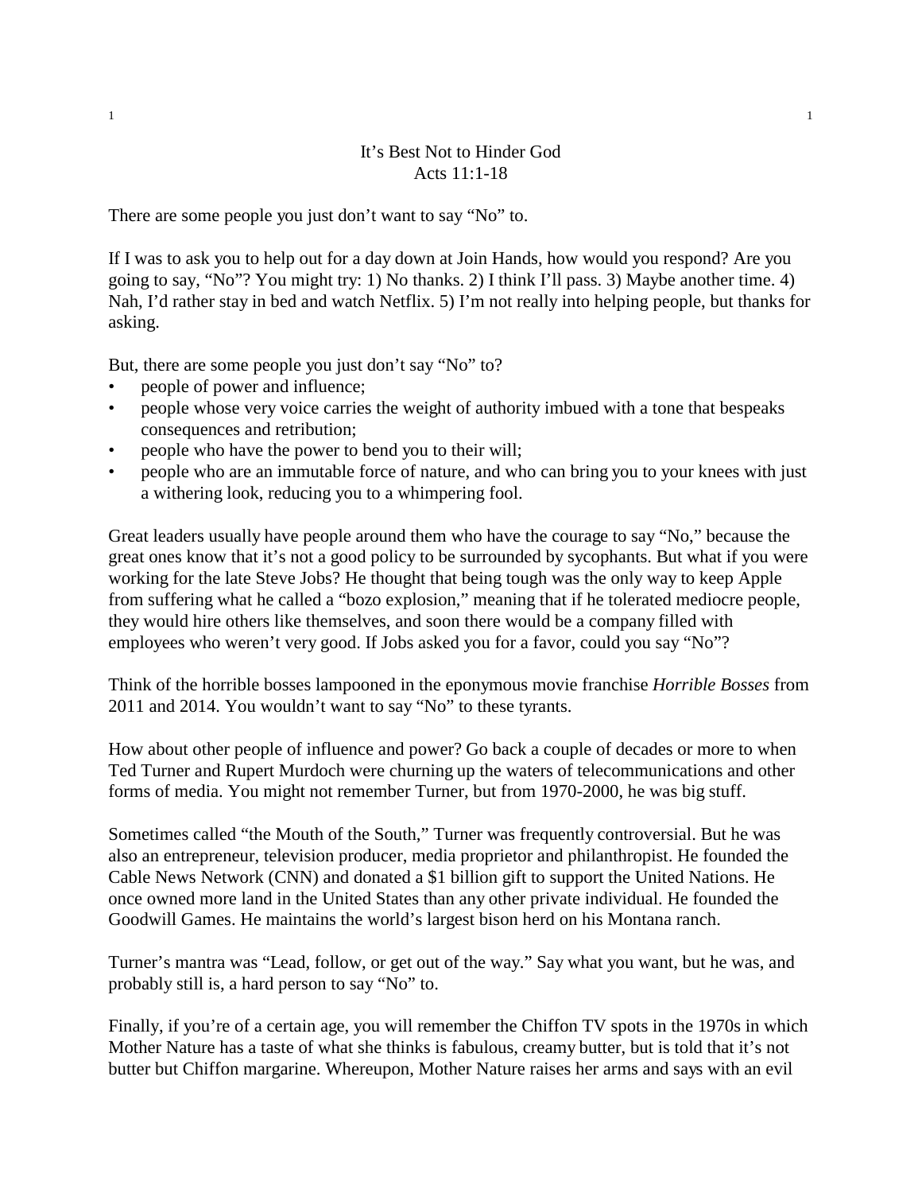# It's Best Not to Hinder God
## Acts 11:1-18

There are some people you just don't want to say "No" to.

If I was to ask you to help out for a day down at Join Hands, how would you respond? Are you going to say, "No"? You might try: 1) No thanks. 2) I think I'll pass. 3) Maybe another time. 4) Nah, I'd rather stay in bed and watch Netflix. 5) I'm not really into helping people, but thanks for asking.

But, there are some people you just don't say "No" to?

- people of power and influence;
- people whose very voice carries the weight of authority imbued with a tone that bespeaks consequences and retribution;
- people who have the power to bend you to their will;
- people who are an immutable force of nature, and who can bring you to your knees with just a withering look, reducing you to a whimpering fool.

Great leaders usually have people around them who have the courage to say "No," because the great ones know that it's not a good policy to be surrounded by sycophants. But what if you were working for the late Steve Jobs? He thought that being tough was the only way to keep Apple from suffering what he called a "bozo explosion," meaning that if he tolerated mediocre people, they would hire others like themselves, and soon there would be a company filled with employees who weren't very good. If Jobs asked you for a favor, could you say "No"?

Think of the horrible bosses lampooned in the eponymous movie franchise *Horrible Bosses* from 2011 and 2014. You wouldn't want to say "No" to these tyrants.

How about other people of influence and power? Go back a couple of decades or more to when Ted Turner and Rupert Murdoch were churning up the waters of telecommunications and other forms of media. You might not remember Turner, but from 1970-2000, he was big stuff.

Sometimes called "the Mouth of the South," Turner was frequently controversial. But he was also an entrepreneur, television producer, media proprietor and philanthropist. He founded the Cable News Network (CNN) and donated a $1 billion gift to support the United Nations. He once owned more land in the United States than any other private individual. He founded the Goodwill Games. He maintains the world's largest bison herd on his Montana ranch.

Turner's mantra was "Lead, follow, or get out of the way." Say what you want, but he was, and probably still is, a hard person to say "No" to.

Finally, if you're of a certain age, you will remember the Chiffon TV spots in the 1970s in which Mother Nature has a taste of what she thinks is fabulous, creamy butter, but is told that it's not butter but Chiffon margarine. Whereupon, Mother Nature raises her arms and says with an evil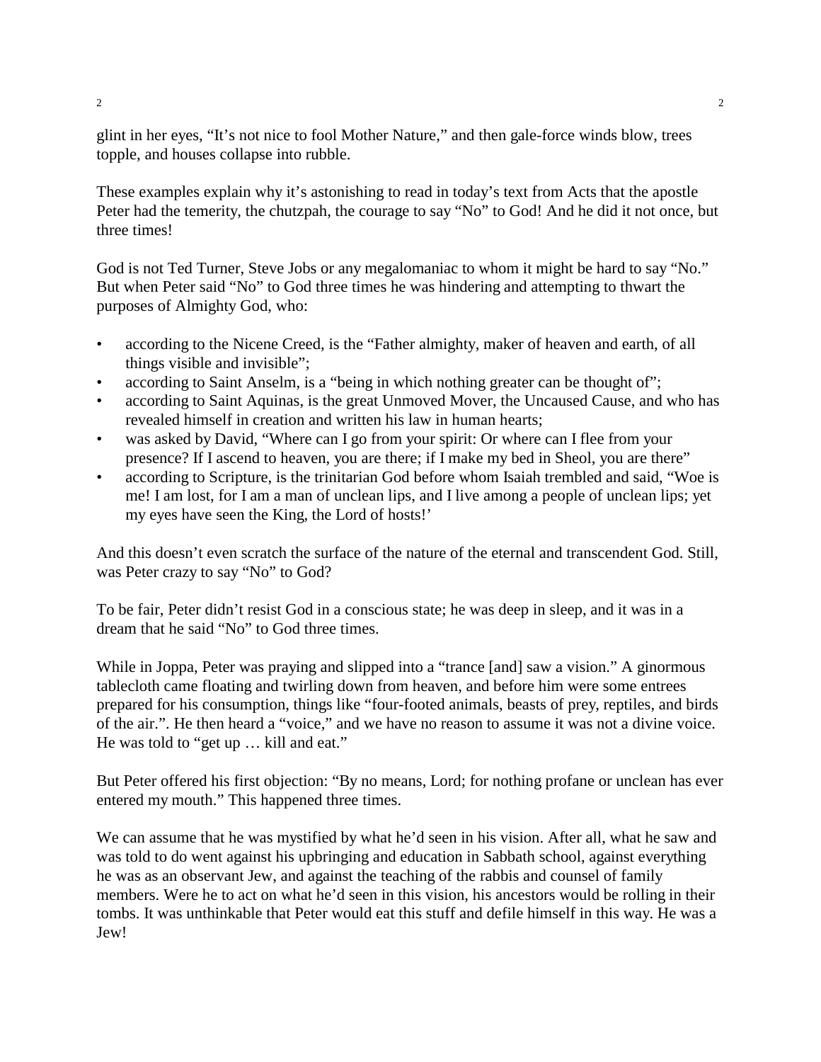glint in her eyes, “It’s not nice to fool Mother Nature,” and then gale-force winds blow, trees topple, and houses collapse into rubble.

These examples explain why it’s astonishing to read in today’s text from Acts that the apostle Peter had the temerity, the chutzpah, the courage to say “No” to God! And he did it not once, but three times!

God is not Ted Turner, Steve Jobs or any megalomaniac to whom it might be hard to say “No.” But when Peter said “No” to God three times he was hindering and attempting to thwart the purposes of Almighty God, who:

- according to the Nicene Creed, is the “Father almighty, maker of heaven and earth, of all things visible and invisible”;
- according to Saint Anselm, is a “being in which nothing greater can be thought of”;
- according to Saint Aquinas, is the great Unmoved Mover, the Uncaused Cause, and who has revealed himself in creation and written his law in human hearts;
- was asked by David, “Where can I go from your spirit: Or where can I flee from your presence? If I ascend to heaven, you are there; if I make my bed in Sheol, you are there”
- according to Scripture, is the trinitarian God before whom Isaiah trembled and said, “Woe is me! I am lost, for I am a man of unclean lips, and I live among a people of unclean lips; yet my eyes have seen the King, the Lord of hosts!’

And this doesn’t even scratch the surface of the nature of the eternal and transcendent God. Still, was Peter crazy to say “No” to God?

To be fair, Peter didn’t resist God in a conscious state; he was deep in sleep, and it was in a dream that he said “No” to God three times.

While in Joppa, Peter was praying and slipped into a “trance [and] saw a vision.” A ginormous tablecloth came floating and twirling down from heaven, and before him were some entrees prepared for his consumption, things like “four-footed animals, beasts of prey, reptiles, and birds of the air.”. He then heard a “voice,” and we have no reason to assume it was not a divine voice. He was told to “get up … kill and eat.”

But Peter offered his first objection: “By no means, Lord; for nothing profane or unclean has ever entered my mouth.” This happened three times.

We can assume that he was mystified by what he’d seen in his vision. After all, what he saw and was told to do went against his upbringing and education in Sabbath school, against everything he was as an observant Jew, and against the teaching of the rabbis and counsel of family members. Were he to act on what he’d seen in this vision, his ancestors would be rolling in their tombs. It was unthinkable that Peter would eat this stuff and defile himself in this way. He was a Jew!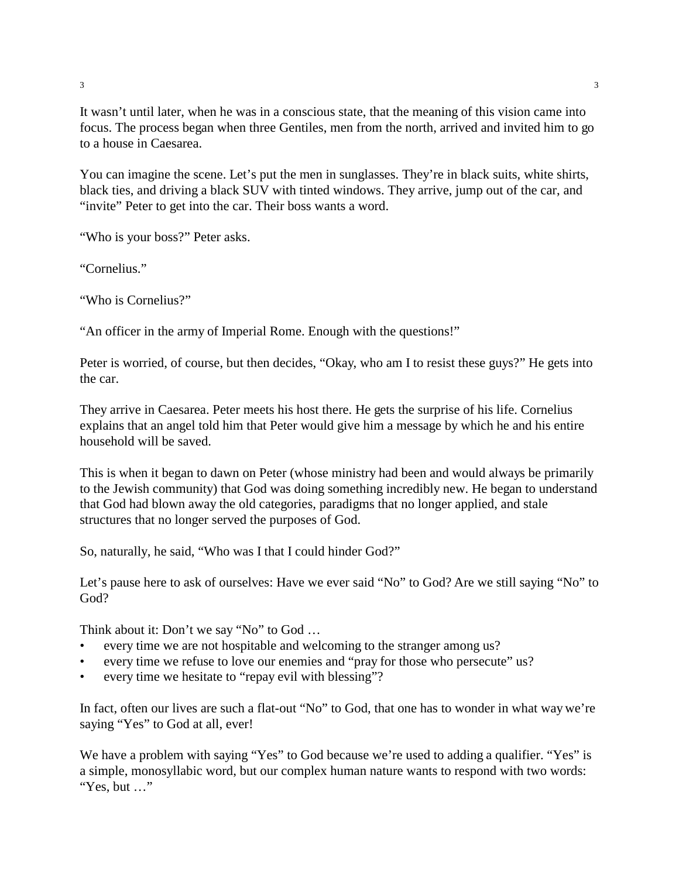It wasn't until later, when he was in a conscious state, that the meaning of this vision came into focus. The process began when three Gentiles, men from the north, arrived and invited him to go to a house in Caesarea.

You can imagine the scene. Let's put the men in sunglasses. They're in black suits, white shirts, black ties, and driving a black SUV with tinted windows. They arrive, jump out of the car, and "invite" Peter to get into the car. Their boss wants a word.

"Who is your boss?" Peter asks.

"Cornelius."

"Who is Cornelius?"

"An officer in the army of Imperial Rome. Enough with the questions!"

Peter is worried, of course, but then decides, "Okay, who am I to resist these guys?" He gets into the car.

They arrive in Caesarea. Peter meets his host there. He gets the surprise of his life. Cornelius explains that an angel told him that Peter would give him a message by which he and his entire household will be saved.

This is when it began to dawn on Peter (whose ministry had been and would always be primarily to the Jewish community) that God was doing something incredibly new. He began to understand that God had blown away the old categories, paradigms that no longer applied, and stale structures that no longer served the purposes of God.

So, naturally, he said, "Who was I that I could hinder God?"

Let's pause here to ask of ourselves: Have we ever said "No" to God? Are we still saying "No" to God?

Think about it: Don't we say "No" to God …

- every time we are not hospitable and welcoming to the stranger among us?
- every time we refuse to love our enemies and "pray for those who persecute" us?
- every time we hesitate to "repay evil with blessing"?

In fact, often our lives are such a flat-out "No" to God, that one has to wonder in what way we're saying "Yes" to God at all, ever!

We have a problem with saying "Yes" to God because we're used to adding a qualifier. "Yes" is a simple, monosyllabic word, but our complex human nature wants to respond with two words: "Yes, but …"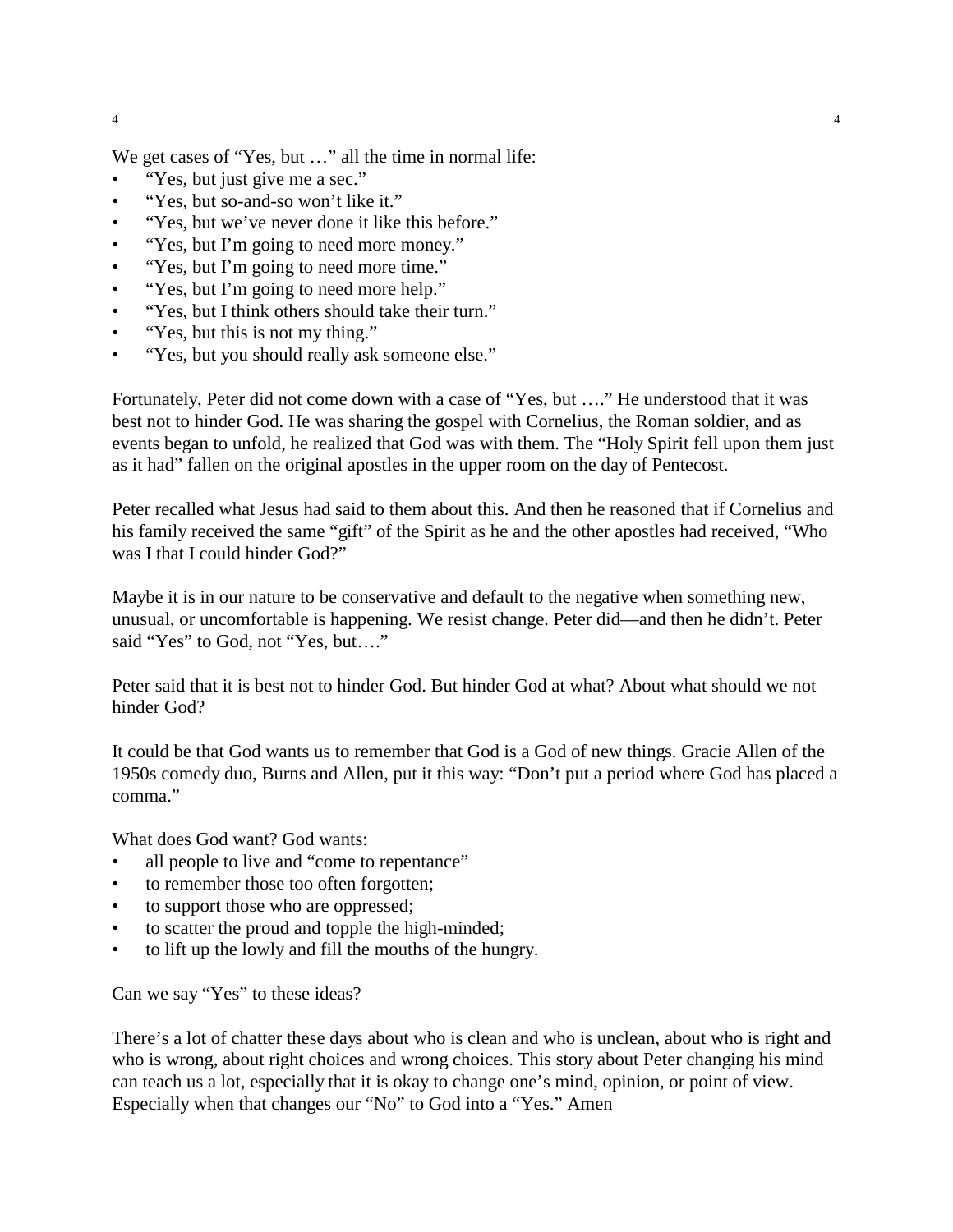We get cases of "Yes, but …" all the time in normal life:

- "Yes, but just give me a sec."
- "Yes, but so-and-so won't like it."
- "Yes, but we've never done it like this before."
- "Yes, but I'm going to need more money."
- "Yes, but I'm going to need more time."
- "Yes, but I'm going to need more help."
- "Yes, but I think others should take their turn."
- "Yes, but this is not my thing."
- "Yes, but you should really ask someone else."

Fortunately, Peter did not come down with a case of "Yes, but …." He understood that it was best not to hinder God. He was sharing the gospel with Cornelius, the Roman soldier, and as events began to unfold, he realized that God was with them. The "Holy Spirit fell upon them just as it had" fallen on the original apostles in the upper room on the day of Pentecost.

Peter recalled what Jesus had said to them about this. And then he reasoned that if Cornelius and his family received the same "gift" of the Spirit as he and the other apostles had received, "Who was I that I could hinder God?"

Maybe it is in our nature to be conservative and default to the negative when something new, unusual, or uncomfortable is happening. We resist change. Peter did—and then he didn't. Peter said "Yes" to God, not "Yes, but…."

Peter said that it is best not to hinder God. But hinder God at what? About what should we not hinder God?

It could be that God wants us to remember that God is a God of new things. Gracie Allen of the 1950s comedy duo, Burns and Allen, put it this way: "Don't put a period where God has placed a comma."

What does God want? God wants:

- all people to live and "come to repentance"
- to remember those too often forgotten;
- to support those who are oppressed;
- to scatter the proud and topple the high-minded;
- to lift up the lowly and fill the mouths of the hungry.

Can we say "Yes" to these ideas?

There's a lot of chatter these days about who is clean and who is unclean, about who is right and who is wrong, about right choices and wrong choices. This story about Peter changing his mind can teach us a lot, especially that it is okay to change one's mind, opinion, or point of view. Especially when that changes our "No" to God into a "Yes." Amen